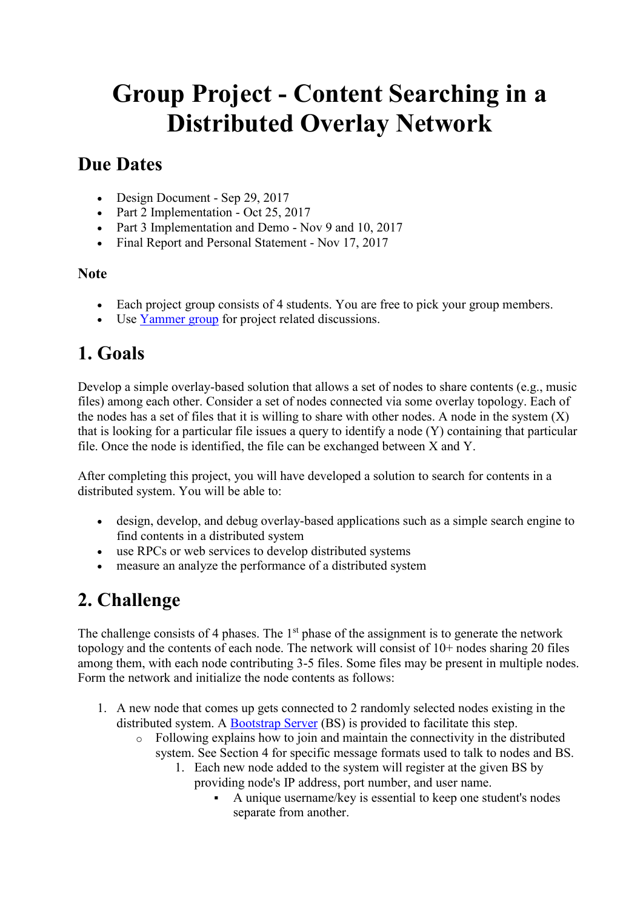# Group Project - Content Searching in a Distributed Overlay Network

## Due Dates

- Design Document - Sep 29, 2017
- Part 2 Implementation - Oct 25, 2017
- Part 3 Implementation and Demo - Nov 9 and 10, 2017
- Final Report and Personal Statement - Nov 17, 2017

### Note

- Each project group consists of 4 students. You are free to pick your group members.
- Use [Yammer group]() for project related discussions.

## 1. Goals

Develop a simple overlay-based solution that allows a set of nodes to share contents (e.g., music files) among each other. Consider a set of nodes connected via some overlay topology. Each of the nodes has a set of files that it is willing to share with other nodes. A node in the system (X) that is looking for a particular file issues a query to identify a node (Y) containing that particular file. Once the node is identified, the file can be exchanged between X and Y.

After completing this project, you will have developed a solution to search for contents in a distributed system. You will be able to:

- design, develop, and debug overlay-based applications such as a simple search engine to find contents in a distributed system
- use RPCs or web services to develop distributed systems
- measure an analyze the performance of a distributed system

## 2. Challenge

The challenge consists of 4 phases. The 1st phase of the assignment is to generate the network topology and the contents of each node. The network will consist of 10+ nodes sharing 20 files among them, with each node contributing 3-5 files. Some files may be present in multiple nodes. Form the network and initialize the node contents as follows:

1. A new node that comes up gets connected to 2 randomly selected nodes existing in the distributed system. A [Bootstrap Server]() (BS) is provided to facilitate this step.
   - Following explains how to join and maintain the connectivity in the distributed system. See Section 4 for specific message formats used to talk to nodes and BS.
     1. Each new node added to the system will register at the given BS by providing node's IP address, port number, and user name.
        - A unique username/key is essential to keep one student's nodes separate from another.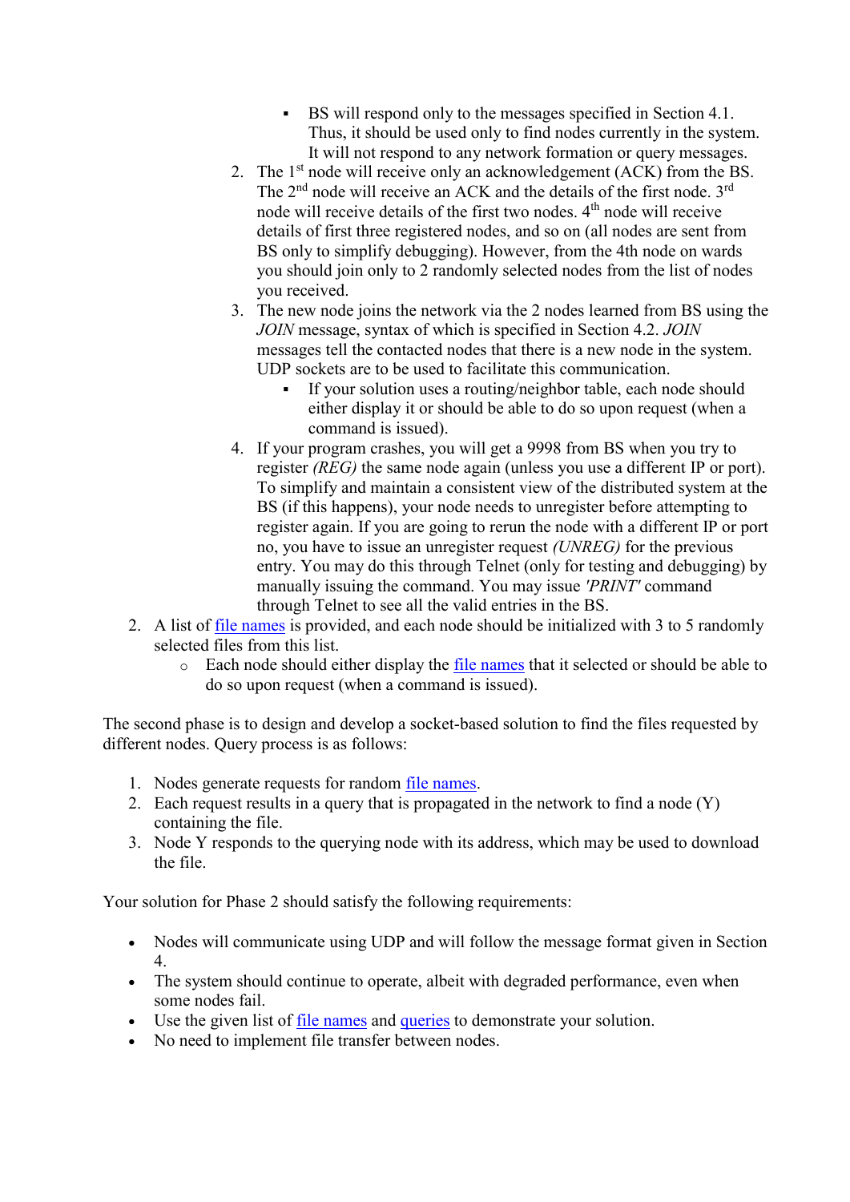- BS will respond only to the messages specified in Section 4.1. Thus, it should be used only to find nodes currently in the system. It will not respond to any network formation or query messages.
   2. The 1st node will receive only an acknowledgement (ACK) from the BS. The 2nd node will receive an ACK and the details of the first node. 3rd node will receive details of the first two nodes. 4th node will receive details of first three registered nodes, and so on (all nodes are sent from BS only to simplify debugging). However, from the 4th node on wards you should join only to 2 randomly selected nodes from the list of nodes you received.
   3. The new node joins the network via the 2 nodes learned from BS using the *JOIN* message, syntax of which is specified in Section 4.2. *JOIN* messages tell the contacted nodes that there is a new node in the system. UDP sockets are to be used to facilitate this communication.
      - If your solution uses a routing/neighbor table, each node should either display it or should be able to do so upon request (when a command is issued).
   4. If your program crashes, you will get a 9998 from BS when you try to register *(REG)* the same node again (unless you use a different IP or port). To simplify and maintain a consistent view of the distributed system at the BS (if this happens), your node needs to unregister before attempting to register again. If you are going to rerun the node with a different IP or port no, you have to issue an unregister request *(UNREG)* for the previous entry. You may do this through Telnet (only for testing and debugging) by manually issuing the command. You may issue *'PRINT'* command through Telnet to see all the valid entries in the BS.
2. A list of file names is provided, and each node should be initialized with 3 to 5 randomly selected files from this list.
   - Each node should either display the file names that it selected or should be able to do so upon request (when a command is issued).

The second phase is to design and develop a socket-based solution to find the files requested by different nodes. Query process is as follows:

1. Nodes generate requests for random file names.
2. Each request results in a query that is propagated in the network to find a node (Y) containing the file.
3. Node Y responds to the querying node with its address, which may be used to download the file.

Your solution for Phase 2 should satisfy the following requirements:

- Nodes will communicate using UDP and will follow the message format given in Section 4.
- The system should continue to operate, albeit with degraded performance, even when some nodes fail.
- Use the given list of file names and queries to demonstrate your solution.
- No need to implement file transfer between nodes.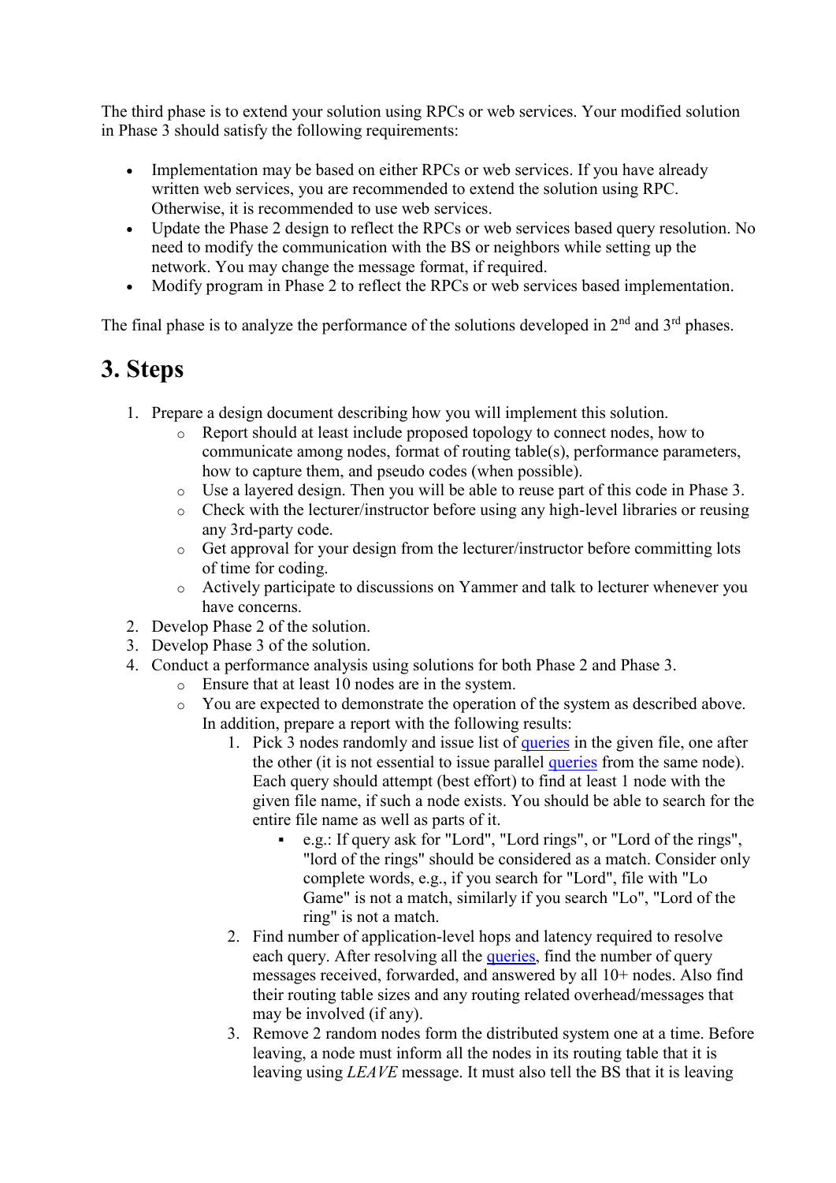The third phase is to extend your solution using RPCs or web services. Your modified solution in Phase 3 should satisfy the following requirements:

- Implementation may be based on either RPCs or web services. If you have already written web services, you are recommended to extend the solution using RPC. Otherwise, it is recommended to use web services.
- Update the Phase 2 design to reflect the RPCs or web services based query resolution. No need to modify the communication with the BS or neighbors while setting up the network. You may change the message format, if required.
- Modify program in Phase 2 to reflect the RPCs or web services based implementation.

The final phase is to analyze the performance of the solutions developed in 2nd and 3rd phases.

## 3. Steps

1. Prepare a design document describing how you will implement this solution.
   - Report should at least include proposed topology to connect nodes, how to communicate among nodes, format of routing table(s), performance parameters, how to capture them, and pseudo codes (when possible).
   - Use a layered design. Then you will be able to reuse part of this code in Phase 3.
   - Check with the lecturer/instructor before using any high-level libraries or reusing any 3rd-party code.
   - Get approval for your design from the lecturer/instructor before committing lots of time for coding.
   - Actively participate to discussions on Yammer and talk to lecturer whenever you have concerns.
2. Develop Phase 2 of the solution.
3. Develop Phase 3 of the solution.
4. Conduct a performance analysis using solutions for both Phase 2 and Phase 3.
   - Ensure that at least 10 nodes are in the system.
   - You are expected to demonstrate the operation of the system as described above. In addition, prepare a report with the following results:
     1. Pick 3 nodes randomly and issue list of queries in the given file, one after the other (it is not essential to issue parallel queries from the same node). Each query should attempt (best effort) to find at least 1 node with the given file name, if such a node exists. You should be able to search for the entire file name as well as parts of it.
        - e.g.: If query ask for "Lord", "Lord rings", or "Lord of the rings", "lord of the rings" should be considered as a match. Consider only complete words, e.g., if you search for "Lord", file with "Lo Game" is not a match, similarly if you search "Lo", "Lord of the ring" is not a match.
     2. Find number of application-level hops and latency required to resolve each query. After resolving all the queries, find the number of query messages received, forwarded, and answered by all 10+ nodes. Also find their routing table sizes and any routing related overhead/messages that may be involved (if any).
     3. Remove 2 random nodes form the distributed system one at a time. Before leaving, a node must inform all the nodes in its routing table that it is leaving using *LEAVE* message. It must also tell the BS that it is leaving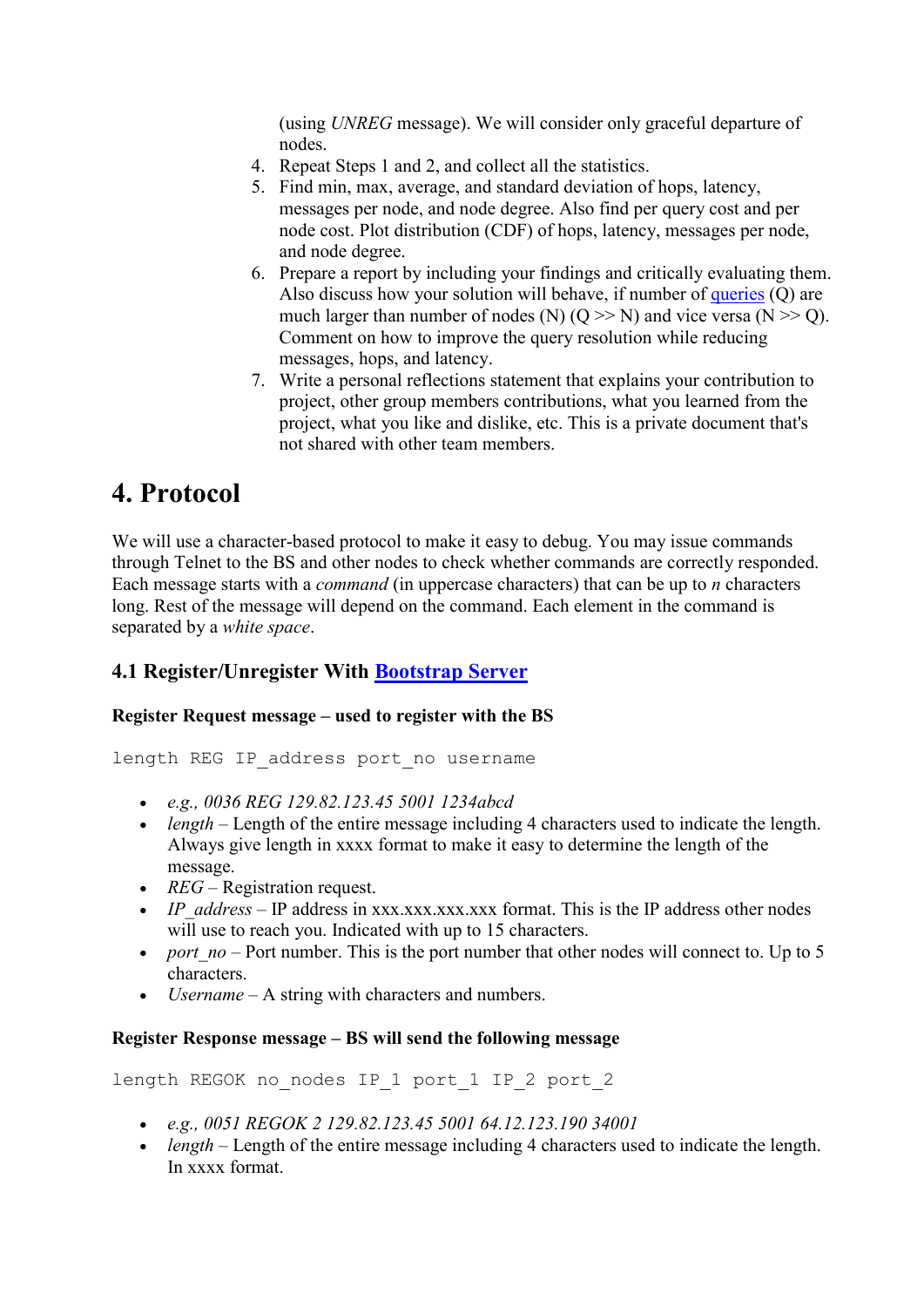(using *UNREG* message). We will consider only graceful departure of nodes.

4. Repeat Steps 1 and 2, and collect all the statistics.
5. Find min, max, average, and standard deviation of hops, latency, messages per node, and node degree. Also find per query cost and per node cost. Plot distribution (CDF) of hops, latency, messages per node, and node degree.
6. Prepare a report by including your findings and critically evaluating them. Also discuss how your solution will behave, if number of queries (Q) are much larger than number of nodes (N) (Q >> N) and vice versa (N >> Q). Comment on how to improve the query resolution while reducing messages, hops, and latency.
7. Write a personal reflections statement that explains your contribution to project, other group members contributions, what you learned from the project, what you like and dislike, etc. This is a private document that's not shared with other team members.

# 4. Protocol

We will use a character-based protocol to make it easy to debug. You may issue commands through Telnet to the BS and other nodes to check whether commands are correctly responded. Each message starts with a *command* (in uppercase characters) that can be up to *n* characters long. Rest of the message will depend on the command. Each element in the command is separated by a *white space*.

## 4.1 Register/Unregister With Bootstrap Server

**Register Request message – used to register with the BS**

```
length REG IP_address port_no username
```

- *e.g., 0036 REG 129.82.123.45 5001 1234abcd*
- *length* – Length of the entire message including 4 characters used to indicate the length. Always give length in xxxx format to make it easy to determine the length of the message.
- *REG* – Registration request.
- *IP_address* – IP address in xxx.xxx.xxx.xxx format. This is the IP address other nodes will use to reach you. Indicated with up to 15 characters.
- *port_no* – Port number. This is the port number that other nodes will connect to. Up to 5 characters.
- *Username* – A string with characters and numbers.

**Register Response message – BS will send the following message**

```
length REGOK no_nodes IP_1 port_1 IP_2 port_2
```

- *e.g., 0051 REGOK 2 129.82.123.45 5001 64.12.123.190 34001*
- *length* – Length of the entire message including 4 characters used to indicate the length. In xxxx format.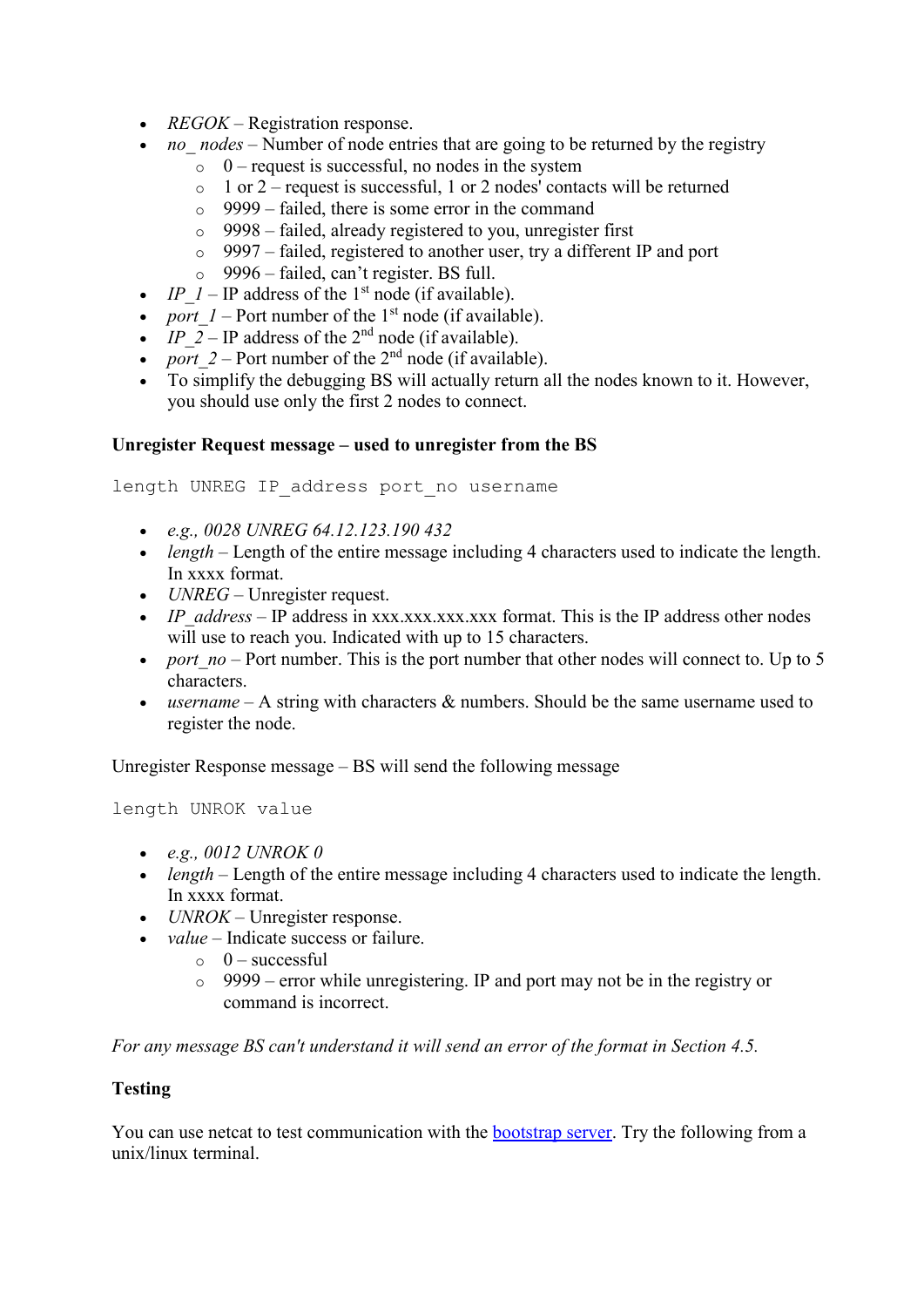- *REGOK* – Registration response.
- *no_ nodes* – Number of node entries that are going to be returned by the registry
    - 0 – request is successful, no nodes in the system
    - 1 or 2 – request is successful, 1 or 2 nodes' contacts will be returned
    - 9999 – failed, there is some error in the command
    - 9998 – failed, already registered to you, unregister first
    - 9997 – failed, registered to another user, try a different IP and port
    - 9996 – failed, can't register. BS full.
- *IP_1* – IP address of the 1st node (if available).
- *port_1* – Port number of the 1st node (if available).
- *IP_2* – IP address of the 2nd node (if available).
- *port_2* – Port number of the 2nd node (if available).
- To simplify the debugging BS will actually return all the nodes known to it. However, you should use only the first 2 nodes to connect.

**Unregister Request message – used to unregister from the BS**

```
length UNREG IP_address port_no username
```

- *e.g., 0028 UNREG 64.12.123.190 432*
- *length* – Length of the entire message including 4 characters used to indicate the length. In xxxx format.
- *UNREG* – Unregister request.
- *IP_address* – IP address in xxx.xxx.xxx.xxx format. This is the IP address other nodes will use to reach you. Indicated with up to 15 characters.
- *port_no* – Port number. This is the port number that other nodes will connect to. Up to 5 characters.
- *username* – A string with characters & numbers. Should be the same username used to register the node.

Unregister Response message – BS will send the following message

```
length UNROK value
```

- *e.g., 0012 UNROK 0*
- *length* – Length of the entire message including 4 characters used to indicate the length. In xxxx format.
- *UNROK* – Unregister response.
- *value* – Indicate success or failure.
    - 0 – successful
    - 9999 – error while unregistering. IP and port may not be in the registry or command is incorrect.

*For any message BS can't understand it will send an error of the format in Section 4.5.*

**Testing**

You can use netcat to test communication with the bootstrap server. Try the following from a unix/linux terminal.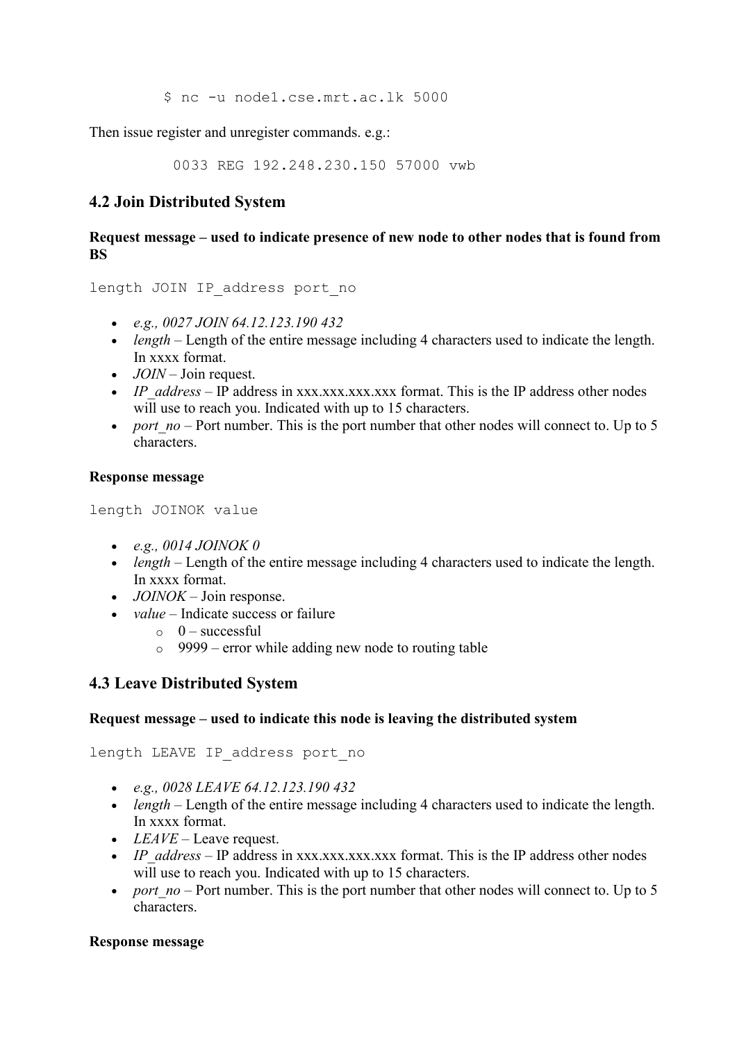```
$ nc -u node1.cse.mrt.ac.lk 5000
```

Then issue register and unregister commands. e.g.:

```
0033 REG 192.248.230.150 57000 vwb
```

## 4.2 Join Distributed System

**Request message – used to indicate presence of new node to other nodes that is found from BS**

```
length JOIN IP_address port_no
```

- *e.g., 0027 JOIN 64.12.123.190 432*
- *length* – Length of the entire message including 4 characters used to indicate the length. In xxxx format.
- *JOIN* – Join request.
- *IP_address* – IP address in xxx.xxx.xxx.xxx format. This is the IP address other nodes will use to reach you. Indicated with up to 15 characters.
- *port_no* – Port number. This is the port number that other nodes will connect to. Up to 5 characters.

**Response message**

```
length JOINOK value
```

- *e.g., 0014 JOINOK 0*
- *length* – Length of the entire message including 4 characters used to indicate the length. In xxxx format.
- *JOINOK* – Join response.
- *value* – Indicate success or failure
  - 0 – successful
  - 9999 – error while adding new node to routing table

## 4.3 Leave Distributed System

**Request message – used to indicate this node is leaving the distributed system**

```
length LEAVE IP_address port_no
```

- *e.g., 0028 LEAVE 64.12.123.190 432*
- *length* – Length of the entire message including 4 characters used to indicate the length. In xxxx format.
- *LEAVE* – Leave request.
- *IP_address* – IP address in xxx.xxx.xxx.xxx format. This is the IP address other nodes will use to reach you. Indicated with up to 15 characters.
- *port_no* – Port number. This is the port number that other nodes will connect to. Up to 5 characters.

**Response message**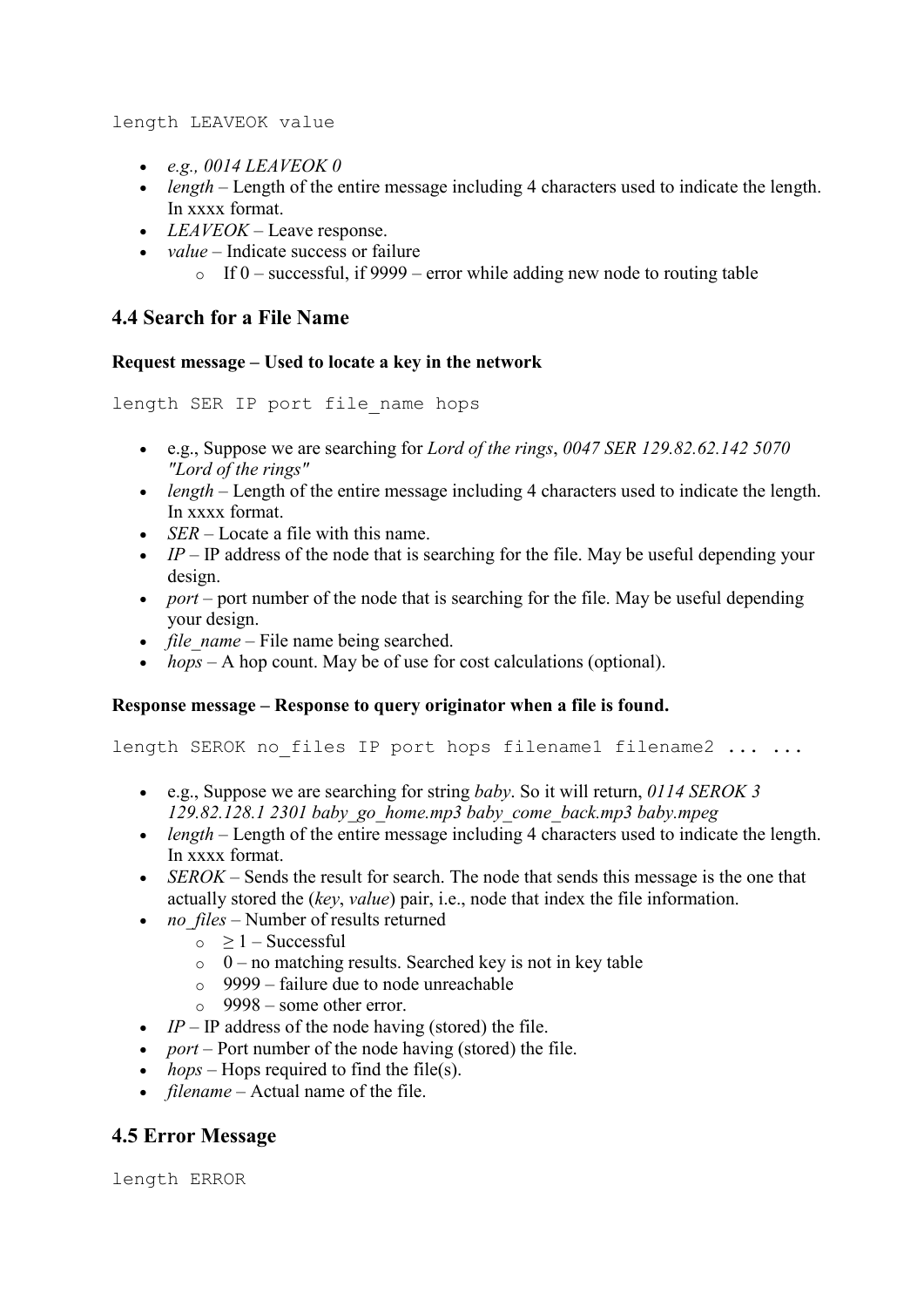```
length LEAVEOK value
```

- *e.g., 0014 LEAVEOK 0*
- *length* – Length of the entire message including 4 characters used to indicate the length. In xxxx format.
- *LEAVEOK* – Leave response.
- *value* – Indicate success or failure
  - If 0 – successful, if 9999 – error while adding new node to routing table

## 4.4 Search for a File Name

**Request message – Used to locate a key in the network**

```
length SER IP port file_name hops
```

- e.g., Suppose we are searching for *Lord of the rings*, *0047 SER 129.82.62.142 5070 "Lord of the rings"*
- *length* – Length of the entire message including 4 characters used to indicate the length. In xxxx format.
- *SER* – Locate a file with this name.
- *IP* – IP address of the node that is searching for the file. May be useful depending your design.
- *port* – port number of the node that is searching for the file. May be useful depending your design.
- *file_name* – File name being searched.
- *hops* – A hop count. May be of use for cost calculations (optional).

**Response message – Response to query originator when a file is found.**

```
length SEROK no_files IP port hops filename1 filename2 ... ...
```

- e.g., Suppose we are searching for string *baby*. So it will return, *0114 SEROK 3 129.82.128.1 2301 baby_go_home.mp3 baby_come_back.mp3 baby.mpeg*
- *length* – Length of the entire message including 4 characters used to indicate the length. In xxxx format.
- *SEROK* – Sends the result for search. The node that sends this message is the one that actually stored the (*key*, *value*) pair, i.e., node that index the file information.
- *no_files* – Number of results returned
  - ≥ 1 – Successful
  - 0 – no matching results. Searched key is not in key table
  - 9999 – failure due to node unreachable
  - 9998 – some other error.
- *IP* – IP address of the node having (stored) the file.
- *port* – Port number of the node having (stored) the file.
- *hops* – Hops required to find the file(s).
- *filename* – Actual name of the file.

## 4.5 Error Message

```
length ERROR
```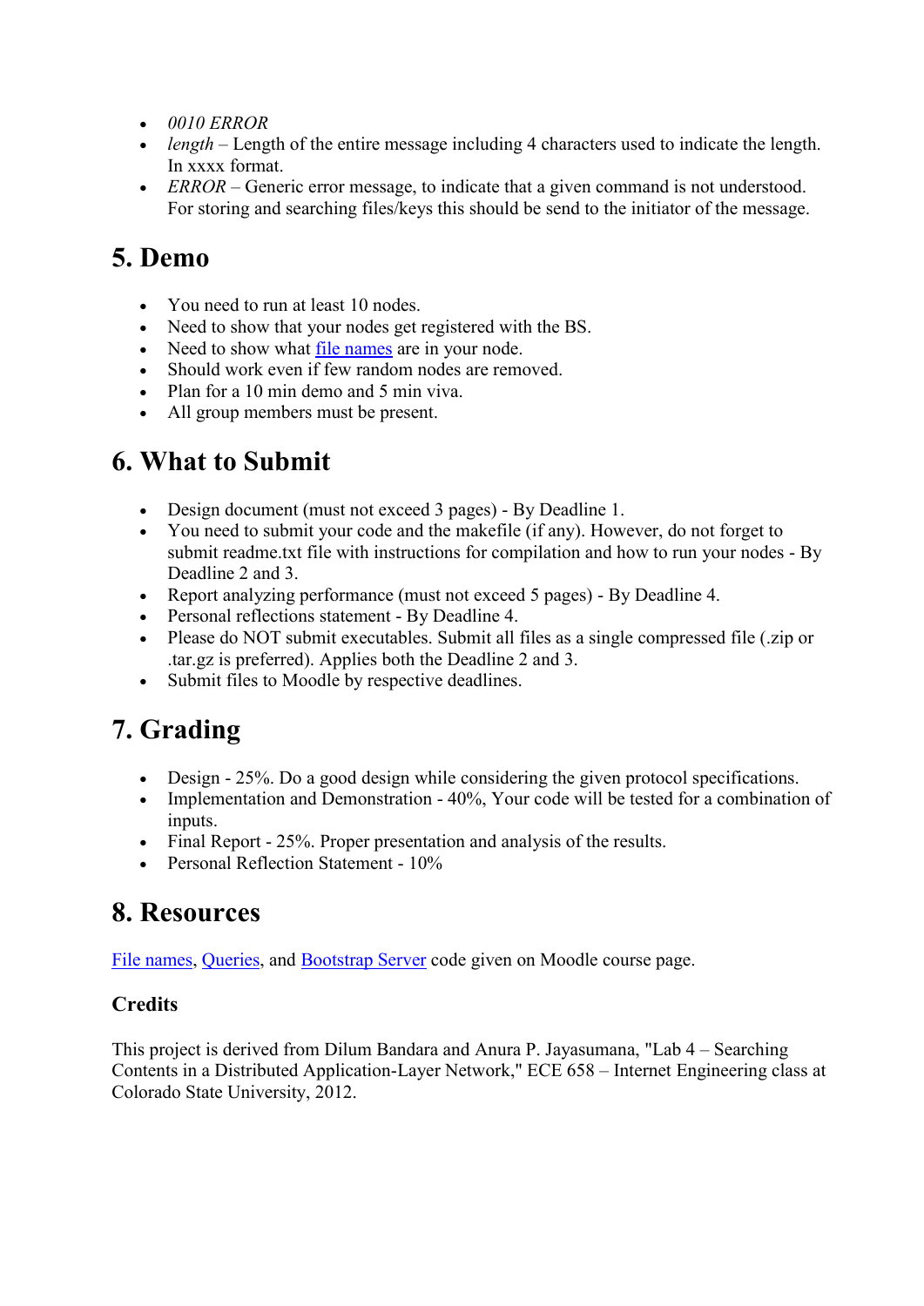- *0010 ERROR*
- *length* – Length of the entire message including 4 characters used to indicate the length. In xxxx format.
- *ERROR* – Generic error message, to indicate that a given command is not understood. For storing and searching files/keys this should be send to the initiator of the message.

## 5. Demo

- You need to run at least 10 nodes.
- Need to show that your nodes get registered with the BS.
- Need to show what file names are in your node.
- Should work even if few random nodes are removed.
- Plan for a 10 min demo and 5 min viva.
- All group members must be present.

## 6. What to Submit

- Design document (must not exceed 3 pages) - By Deadline 1.
- You need to submit your code and the makefile (if any). However, do not forget to submit readme.txt file with instructions for compilation and how to run your nodes - By Deadline 2 and 3.
- Report analyzing performance (must not exceed 5 pages) - By Deadline 4.
- Personal reflections statement - By Deadline 4.
- Please do NOT submit executables. Submit all files as a single compressed file (.zip or .tar.gz is preferred). Applies both the Deadline 2 and 3.
- Submit files to Moodle by respective deadlines.

## 7. Grading

- Design - 25%. Do a good design while considering the given protocol specifications.
- Implementation and Demonstration - 40%, Your code will be tested for a combination of inputs.
- Final Report - 25%. Proper presentation and analysis of the results.
- Personal Reflection Statement - 10%

## 8. Resources

File names, Queries, and Bootstrap Server code given on Moodle course page.

### Credits

This project is derived from Dilum Bandara and Anura P. Jayasumana, "Lab 4 – Searching Contents in a Distributed Application-Layer Network," ECE 658 – Internet Engineering class at Colorado State University, 2012.